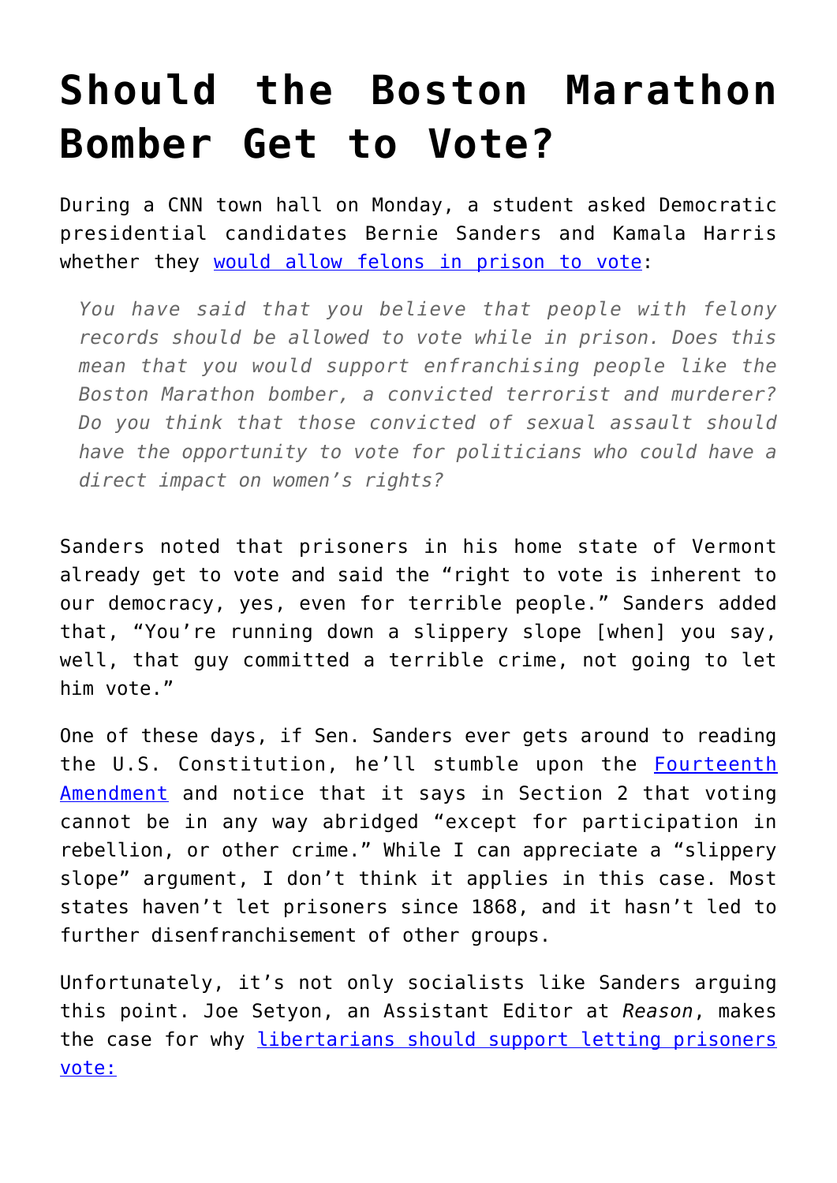# Should the Boston Marathon Bomber Get to Vote?

During a CNN town hall on Monday, a student asked Democratic presidential candidates Bernie Sanders and Kamala Harris whether they would allow felons in prison to vote:

> *You have said that you believe that people with felony records should be allowed to vote while in prison. Does this mean that you would support enfranchising people like the Boston Marathon bomber, a convicted terrorist and murderer? Do you think that those convicted of sexual assault should have the opportunity to vote for politicians who could have a direct impact on women's rights?*

Sanders noted that prisoners in his home state of Vermont already get to vote and said the "right to vote is inherent to our democracy, yes, even for terrible people." Sanders added that, "You're running down a slippery slope [when] you say, well, that guy committed a terrible crime, not going to let him vote."

One of these days, if Sen. Sanders ever gets around to reading the U.S. Constitution, he'll stumble upon the Fourteenth Amendment and notice that it says in Section 2 that voting cannot be in any way abridged "except for participation in rebellion, or other crime." While I can appreciate a "slippery slope" argument, I don't think it applies in this case. Most states haven't let prisoners since 1868, and it hasn't led to further disenfranchisement of other groups.

Unfortunately, it's not only socialists like Sanders arguing this point. Joe Setyon, an Assistant Editor at *Reason*, makes the case for why libertarians should support letting prisoners vote: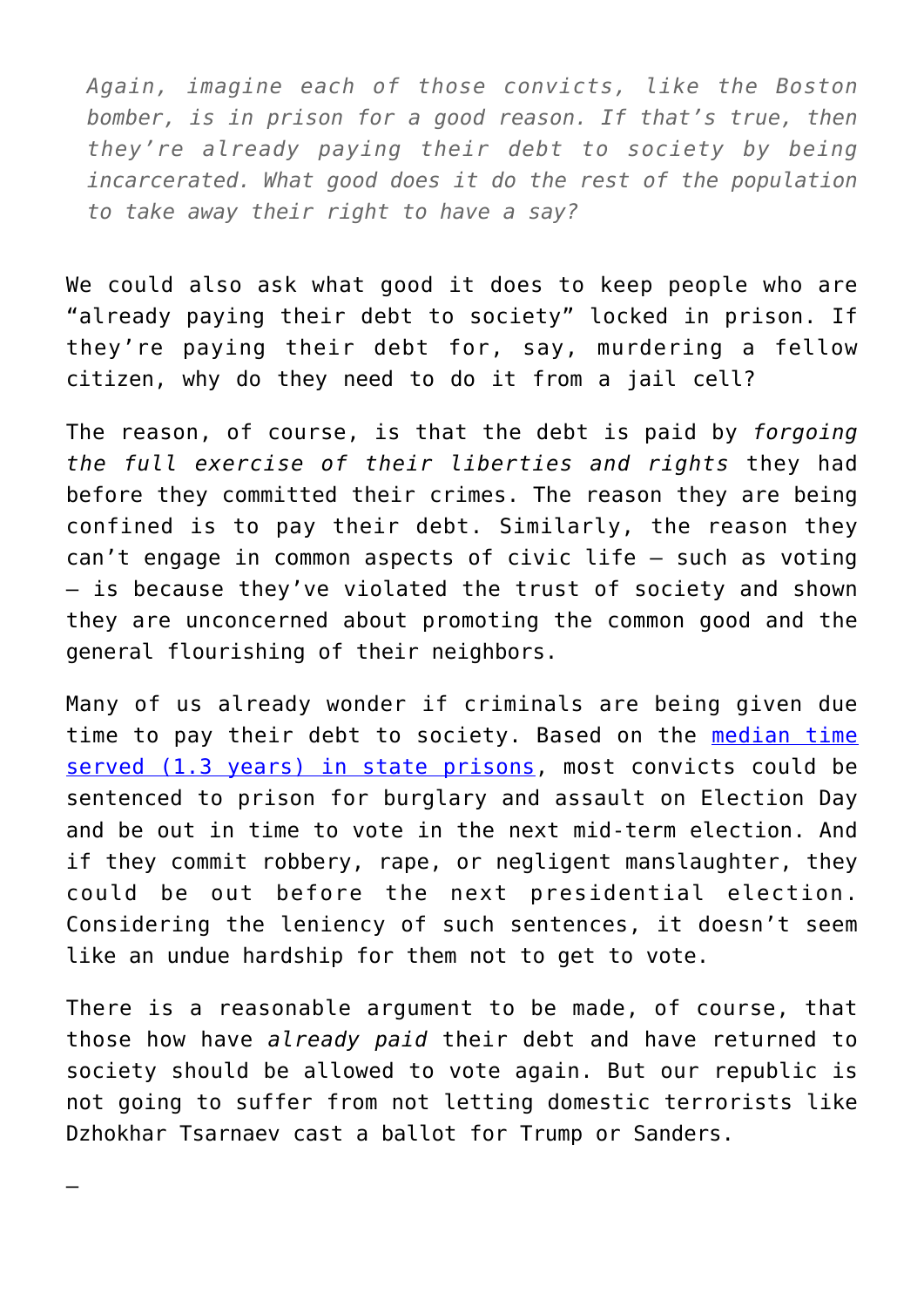> *Again, imagine each of those convicts, like the Boston bomber, is in prison for a good reason. If that's true, then they're already paying their debt to society by being incarcerated. What good does it do the rest of the population to take away their right to have a say?*

We could also ask what good it does to keep people who are "already paying their debt to society" locked in prison. If they're paying their debt for, say, murdering a fellow citizen, why do they need to do it from a jail cell?

The reason, of course, is that the debt is paid by *forgoing the full exercise of their liberties and rights* they had before they committed their crimes. The reason they are being confined is to pay their debt. Similarly, the reason they can't engage in common aspects of civic life – such as voting – is because they've violated the trust of society and shown they are unconcerned about promoting the common good and the general flourishing of their neighbors.

Many of us already wonder if criminals are being given due time to pay their debt to society. Based on the [median time served (1.3 years) in state prisons](), most convicts could be sentenced to prison for burglary and assault on Election Day and be out in time to vote in the next mid-term election. And if they commit robbery, rape, or negligent manslaughter, they could be out before the next presidential election. Considering the leniency of such sentences, it doesn't seem like an undue hardship for them not to get to vote.

There is a reasonable argument to be made, of course, that those how have *already paid* their debt and have returned to society should be allowed to vote again. But our republic is not going to suffer from not letting domestic terrorists like Dzhokhar Tsarnaev cast a ballot for Trump or Sanders.

—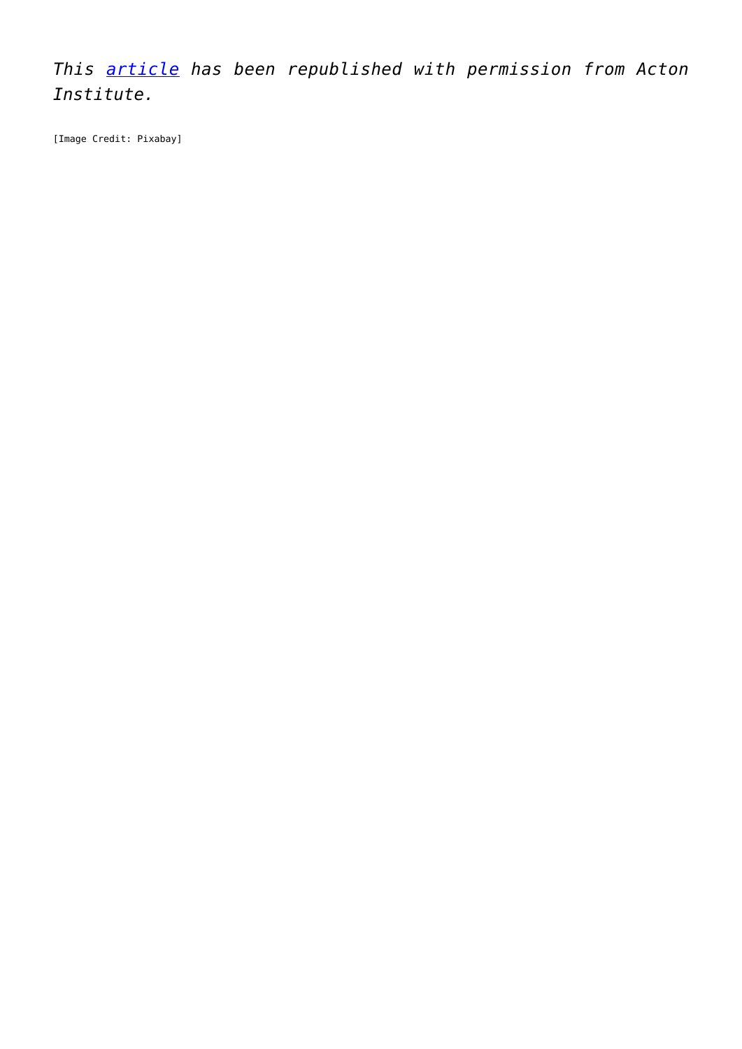*This [article](article) has been republished with permission from Acton Institute.*

[Image Credit: Pixabay]